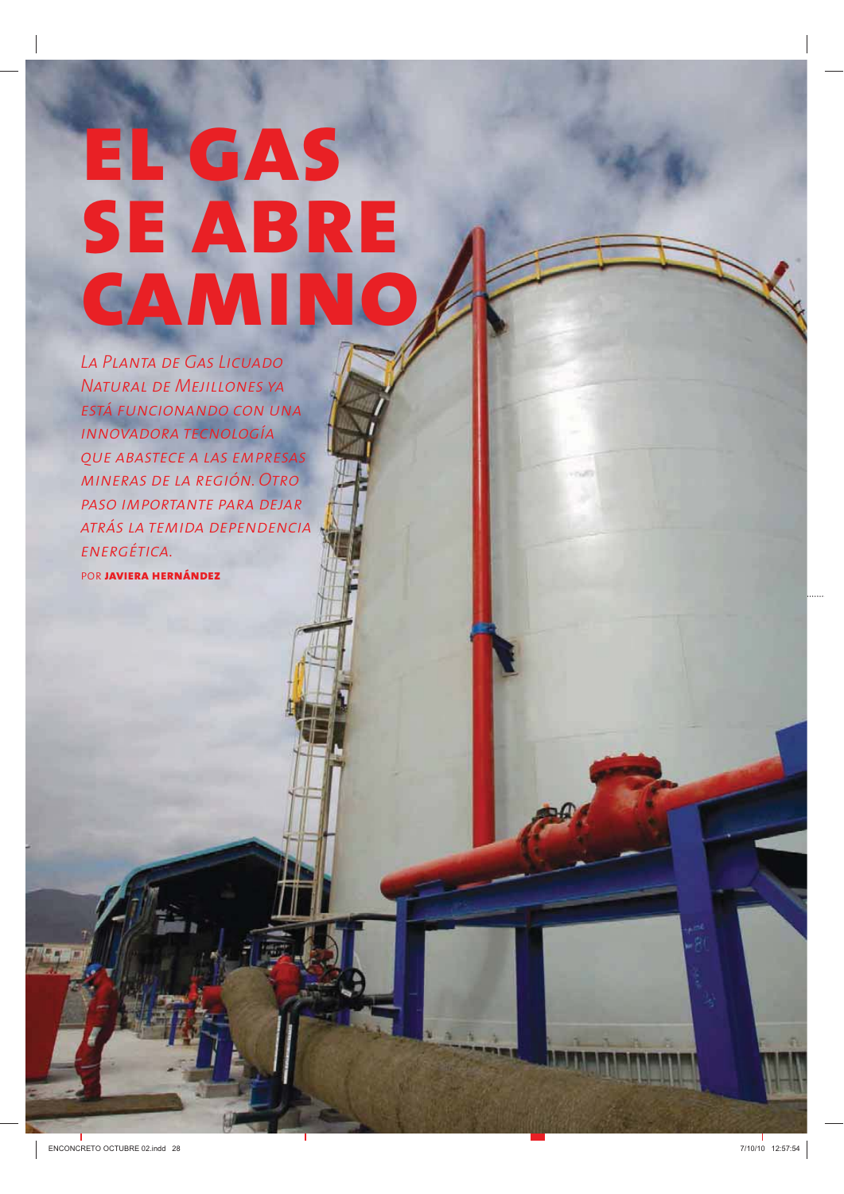# EL GAS SE ABRE CAMINO

*La Planta de Gas Licuado Natural de Mejillones ya está funcionando con una innovadora tecnología que abastece a las empresas mineras de la región. Otro paso importante para dejar atrás la temida dependencia energética.*

POR **JAVIERA HERNÁNDEZ**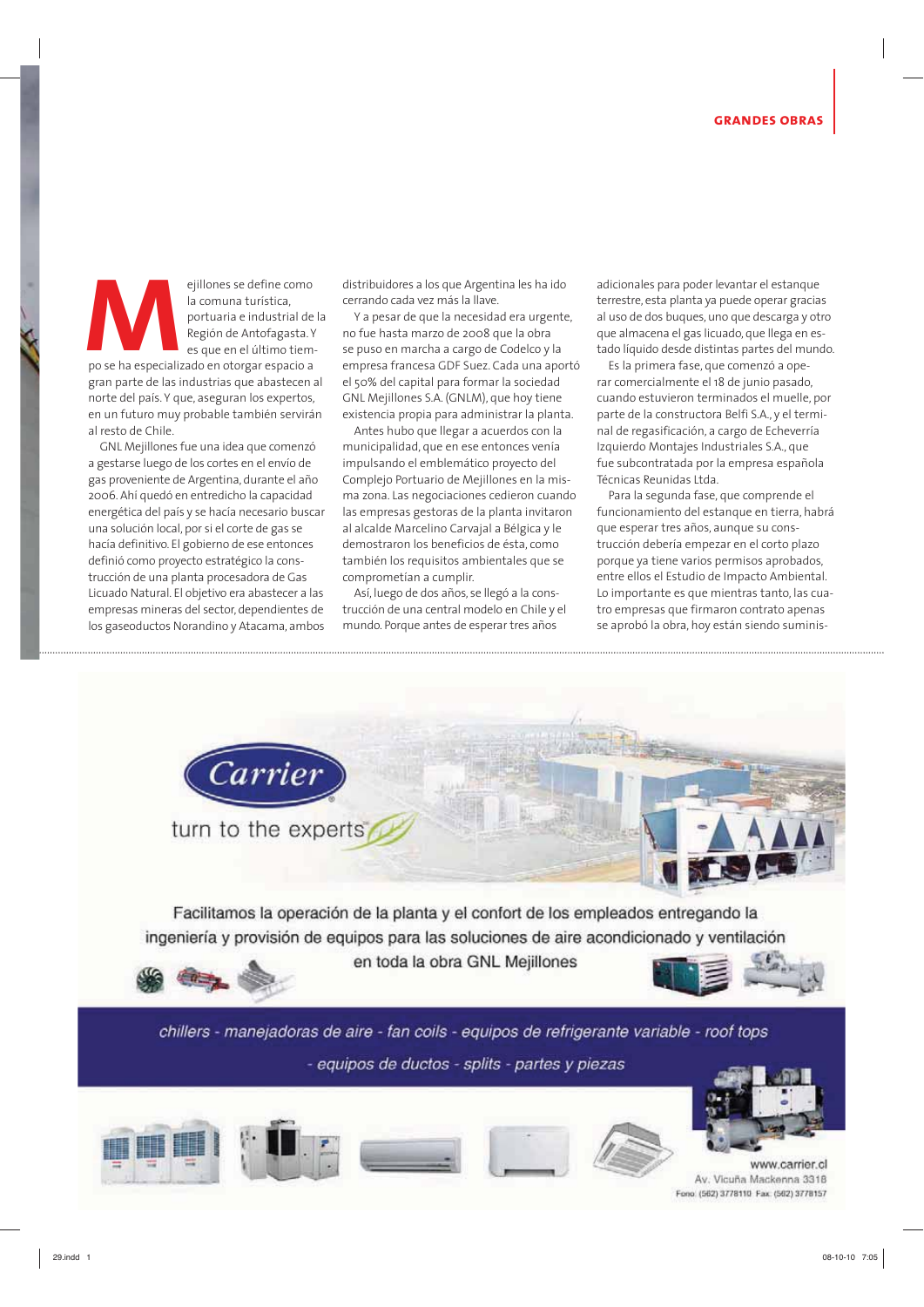Mejillones se define como la comuna turística, portuaria e industrial de la Región de Antofagasta. Y es que en el último tiempo se ha especializado en otorgar espacio a gran parte de las industrias que abastecen al norte del país. Y que, aseguran los expertos, en un futuro muy probable también servirán al resto de Chile.

GNL Mejillones fue una idea que comenzó a gestarse luego de los cortes en el envío de gas proveniente de Argentina, durante el año 2006. Ahí quedó en entredicho la capacidad energética del país y se hacía necesario buscar una solución local, por si el corte de gas se hacía definitivo. El gobierno de ese entonces definió como proyecto estratégico la construcción de una planta procesadora de Gas Licuado Natural. El objetivo era abastecer a las empresas mineras del sector, dependientes de los gaseoductos Norandino y Atacama, ambos distribuidores a los que Argentina les ha ido cerrando cada vez más la llave.

Y a pesar de que la necesidad era urgente, no fue hasta marzo de 2008 que la obra se puso en marcha a cargo de Codelco y la empresa francesa GDF Suez. Cada una aportó el 50% del capital para formar la sociedad GNL Mejillones S.A. (GNLM), que hoy tiene existencia propia para administrar la planta.

Antes hubo que llegar a acuerdos con la municipalidad, que en ese entonces venía impulsando el emblemático proyecto del Complejo Portuario de Mejillones en la misma zona. Las negociaciones cedieron cuando las empresas gestoras de la planta invitaron al alcalde Marcelino Carvajal a Bélgica y le demostraron los beneficios de ésta, como también los requisitos ambientales que se comprometían a cumplir.

Así, luego de dos años, se llegó a la construcción de una central modelo en Chile y el mundo. Porque antes de esperar tres años adicionales para poder levantar el estanque terrestre, esta planta ya puede operar gracias al uso de dos buques, uno que descarga y otro que almacena el gas licuado, que llega en estado líquido desde distintas partes del mundo.

Es la primera fase, que comenzó a operar comercialmente el 18 de junio pasado, cuando estuvieron terminados el muelle, por parte de la constructora Belfi S.A., y el terminal de regasificación, a cargo de Echeverría Izquierdo Montajes Industriales S.A., que fue subcontratada por la empresa española Técnicas Reunidas Ltda.

Para la segunda fase, que comprende el funcionamiento del estanque en tierra, habrá que esperar tres años, aunque su construcción debería empezar en el corto plazo porque ya tiene varios permisos aprobados, entre ellos el Estudio de Impacto Ambiental. Lo importante es que mientras tanto, las cuatro empresas que firmaron contrato apenas se aprobó la obra, hoy están siendo suminis-

Carrier
turn to the experts

Facilitamos la operación de la planta y el confort de los empleados entregando la ingeniería y provisión de equipos para las soluciones de aire acondicionado y ventilación en toda la obra GNL Mejillones

chillers - manejadoras de aire - fan coils - equipos de refrigerante variable - roof tops - equipos de ductos - splits - partes y piezas

www.carrier.cl
Av. Vicuña Mackenna 3318
Fono: (562) 3778110 Fax: (562) 3778157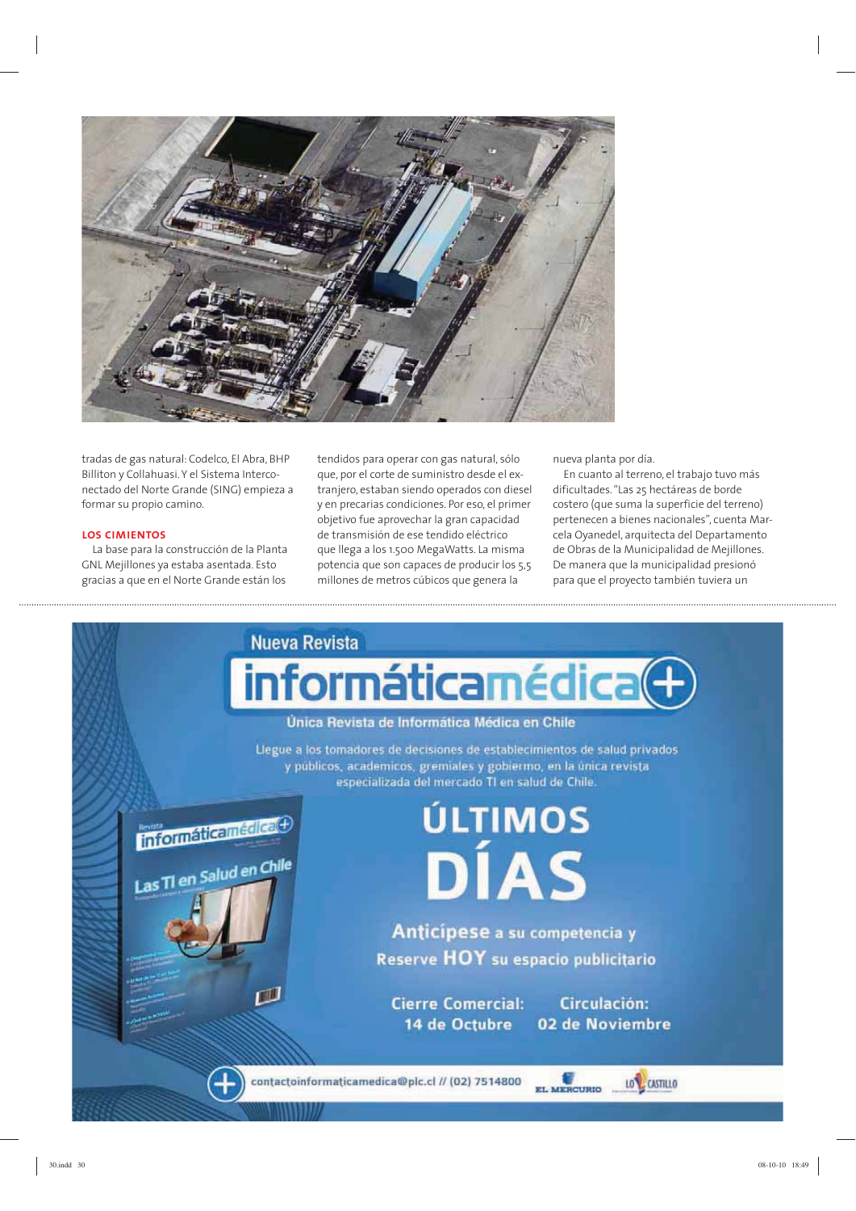tradas de gas natural: Codelco, El Abra, BHP Billiton y Collahuasi. Y el Sistema Interconectado del Norte Grande (SING) empieza a formar su propio camino.

**LOS CIMIENTOS**

La base para la construcción de la Planta GNL Mejillones ya estaba asentada. Esto gracias a que en el Norte Grande están los tendidos para operar con gas natural, sólo que, por el corte de suministro desde el extranjero, estaban siendo operados con diesel y en precarias condiciones. Por eso, el primer objetivo fue aprovechar la gran capacidad de transmisión de ese tendido eléctrico que llega a los 1.500 MegaWatts. La misma potencia que son capaces de producir los 5,5 millones de metros cúbicos que genera la nueva planta por día.

En cuanto al terreno, el trabajo tuvo más dificultades. "Las 25 hectáreas de borde costero (que suma la superficie del terreno) pertenecen a bienes nacionales", cuenta Marcela Oyanedel, arquitecta del Departamento de Obras de la Municipalidad de Mejillones. De manera que la municipalidad presionó para que el proyecto también tuviera un

---

Nueva Revista

**informáticamédica+**

Única Revista de Informática Médica en Chile

Llegue a los tomadores de decisiones de establecimientos de salud privados y públicos, académicos, gremiales y gobierno, en la única revista especializada del mercado TI en salud de Chile.

**ÚLTIMOS DÍAS**

Anticípese a su competencia y Reserve HOY su espacio publicitario

Cierre Comercial: 14 de Octubre

Circulación: 02 de Noviembre

contactoinformaticamedica@plc.cl // (02) 7514800

EL MERCURIO — LO CASTILLO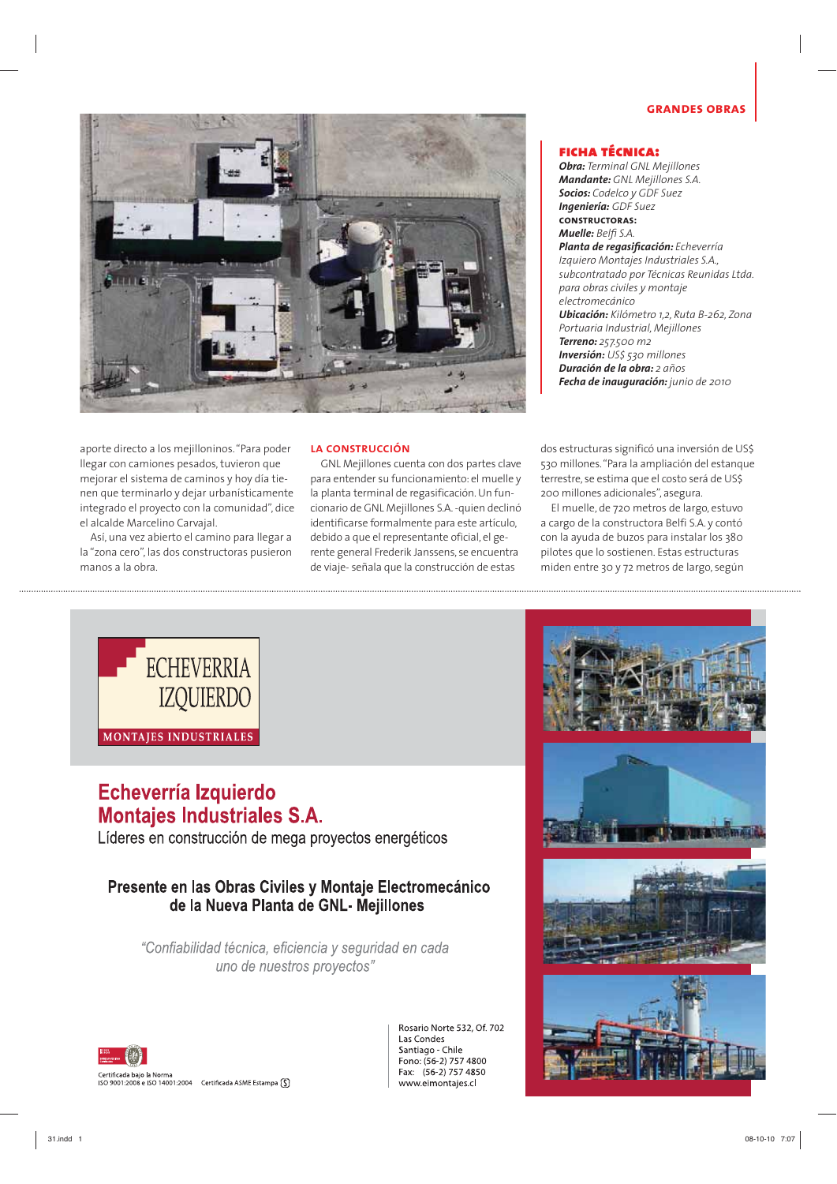## FICHA TÉCNICA:

***Obra:*** *Terminal GNL Mejillones*
***Mandante:*** *GNL Mejillones S.A.*
***Socios:*** *Codelco y GDF Suez*
***Ingeniería:*** *GDF Suez*
**CONSTRUCTORAS:**
***Muelle:*** *Belfi S.A.*
***Planta de regasificación:*** *Echeverría Izquiero Montajes Industriales S.A., subcontratado por Técnicas Reunidas Ltda. para obras civiles y montaje electromecánico*
***Ubicación:*** *Kilómetro 1,2, Ruta B-262, Zona Portuaria Industrial, Mejillones*
***Terreno:*** *257.500 m2*
***Inversión:*** *US$ 530 millones*
***Duración de la obra:*** *2 años*
***Fecha de inauguración:*** *junio de 2010*

aporte directo a los mejilloninos. "Para poder llegar con camiones pesados, tuvieron que mejorar el sistema de caminos y hoy día tienen que terminarlo y dejar urbanísticamente integrado el proyecto con la comunidad", dice el alcalde Marcelino Carvajal.

Así, una vez abierto el camino para llegar a la "zona cero", las dos constructoras pusieron manos a la obra.

### LA CONSTRUCCIÓN

GNL Mejillones cuenta con dos partes clave para entender su funcionamiento: el muelle y la planta terminal de regasificación. Un funcionario de GNL Mejillones S.A. -quien declinó identificarse formalmente para este artículo, debido a que el representante oficial, el gerente general Frederik Janssens, se encuentra de viaje- señala que la construcción de estas dos estructuras significó una inversión de US$ 530 millones. "Para la ampliación del estanque terrestre, se estima que el costo será de US$ 200 millones adicionales", asegura.

El muelle, de 720 metros de largo, estuvo a cargo de la constructora Belfi S.A. y contó con la ayuda de buzos para instalar los 380 pilotes que lo sostienen. Estas estructuras miden entre 30 y 72 metros de largo, según

---

ECHEVERRIA IZQUIERDO
MONTAJES INDUSTRIALES

# Echeverría Izquierdo Montajes Industriales S.A.

Líderes en construcción de mega proyectos energéticos

**Presente en las Obras Civiles y Montaje Electromecánico de la Nueva Planta de GNL- Mejillones**

*"Confiabilidad técnica, eficiencia y seguridad en cada uno de nuestros proyectos"*

Certificada bajo la Norma ISO 9001:2008 e ISO 14001:2004 Certificada ASME Estampa (S)

Rosario Norte 532, Of. 702
Las Condes
Santiago - Chile
Fono: (56-2) 757 4800
Fax: (56-2) 757 4850
www.eimontajes.cl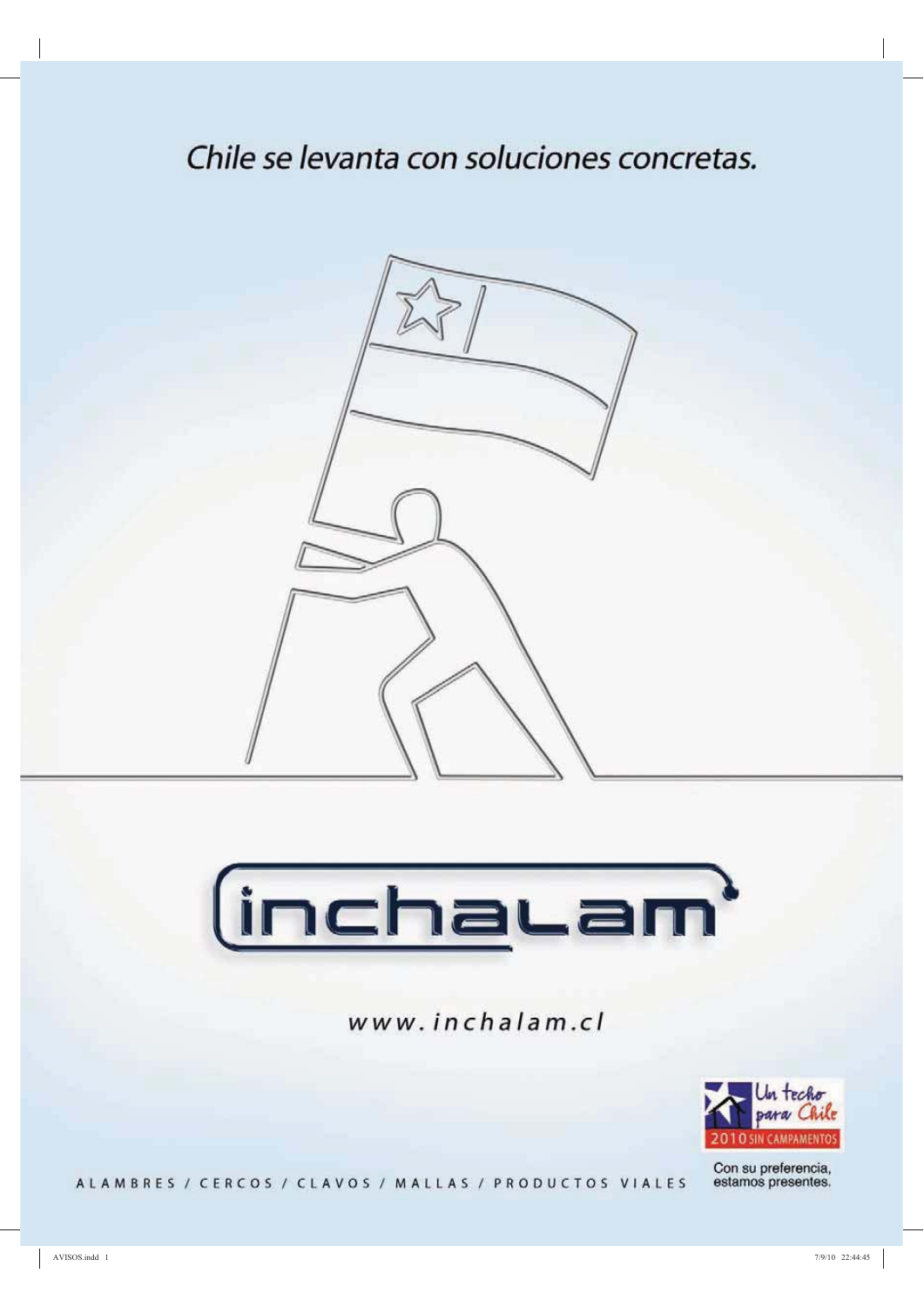Chile se levanta con soluciones concretas.

inchalam

www.inchalam.cl

Un techo para Chile
2010 SIN CAMPAMENTOS

ALAMBRES / CERCOS / CLAVOS / MALLAS / PRODUCTOS VIALES

Con su preferencia, estamos presentes.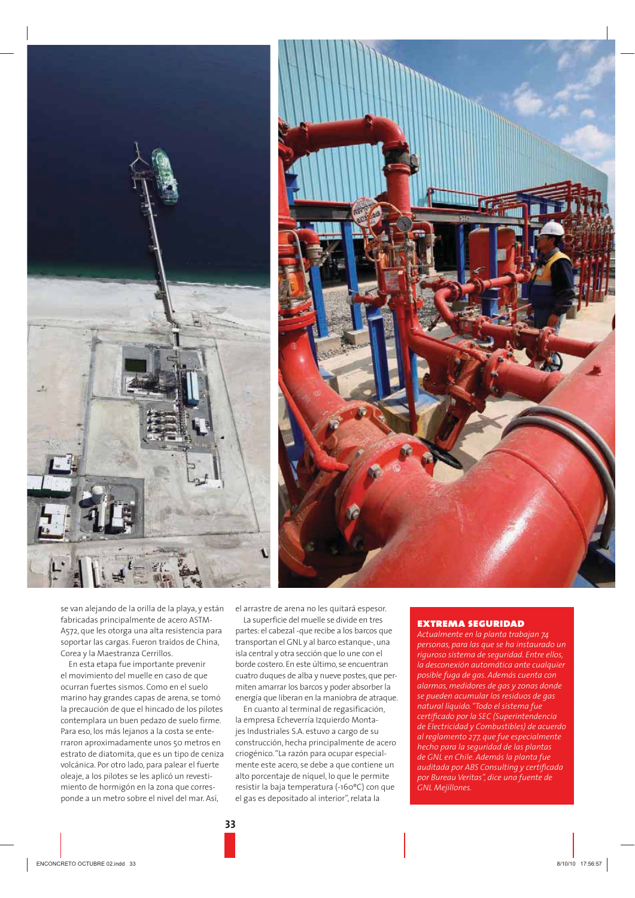se van alejando de la orilla de la playa, y están fabricadas principalmente de acero ASTM-A572, que les otorga una alta resistencia para soportar las cargas. Fueron traídos de China, Corea y la Maestranza Cerrillos.

En esta etapa fue importante prevenir el movimiento del muelle en caso de que ocurran fuertes sismos. Como en el suelo marino hay grandes capas de arena, se tomó la precaución de que el hincado de los pilotes contemplara un buen pedazo de suelo firme. Para eso, los más lejanos a la costa se enterraron aproximadamente unos 50 metros en estrato de diatomita, que es un tipo de ceniza volcánica. Por otro lado, para palear el fuerte oleaje, a los pilotes se les aplicó un revestimiento de hormigón en la zona que corresponde a un metro sobre el nivel del mar. Así, el arrastre de arena no les quitará espesor.

La superficie del muelle se divide en tres partes: el cabezal -que recibe a los barcos que transportan el GNL y al barco estanque-, una isla central y otra sección que lo une con el borde costero. En este último, se encuentran cuatro duques de alba y nueve postes, que permiten amarrar los barcos y poder absorber la energía que liberan en la maniobra de atraque.

En cuanto al terminal de regasificación, la empresa Echeverría Izquierdo Montajes Industriales S.A. estuvo a cargo de su construcción, hecha principalmente de acero criogénico. "La razón para ocupar especialmente este acero, se debe a que contiene un alto porcentaje de níquel, lo que le permite resistir la baja temperatura (-160°C) con que el gas es depositado al interior", relata la

## EXTREMA SEGURIDAD

*Actualmente en la planta trabajan 74 personas, para las que se ha instaurado un riguroso sistema de seguridad. Entre ellos, la desconexión automática ante cualquier posible fuga de gas. Además cuenta con alarmas, medidores de gas y zonas donde se pueden acumular los residuos de gas natural líquido. "Todo el sistema fue certificado por la SEC (Superintendencia de Electricidad y Combustibles) de acuerdo al reglamento 277, que fue especialmente hecho para la seguridad de las plantas de GNL en Chile. Además la planta fue auditada por ABS Consulting y certificada por Bureau Veritas", dice una fuente de GNL Mejillones.*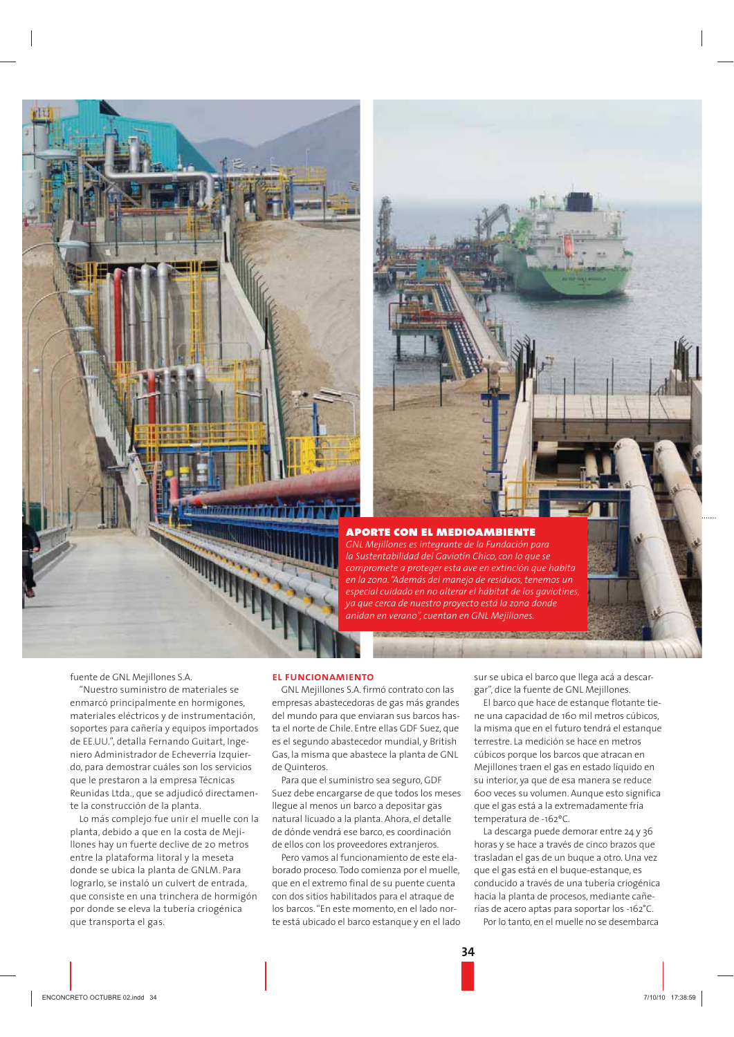## APORTE CON EL MEDIOAMBIENTE

*GNL Mejillones es integrante de la Fundación para la Sustentabilidad del Gaviotín Chico, con lo que se compromete a proteger esta ave en extinción que habita en la zona. "Además del manejo de residuos, tenemos un especial cuidado en no alterar el hábitat de los gaviotines, ya que cerca de nuestro proyecto está la zona donde anidan en verano", cuentan en GNL Mejillones.*

fuente de GNL Mejillones S.A.

"Nuestro suministro de materiales se enmarcó principalmente en hormigones, materiales eléctricos y de instrumentación, soportes para cañería y equipos importados de EE.UU.", detalla Fernando Guitart, Ingeniero Administrador de Echeverría Izquierdo, para demostrar cuáles son los servicios que le prestaron a la empresa Técnicas Reunidas Ltda., que se adjudicó directamente la construcción de la planta.

Lo más complejo fue unir el muelle con la planta, debido a que en la costa de Mejillones hay un fuerte declive de 20 metros entre la plataforma litoral y la meseta donde se ubica la planta de GNLM. Para lograrlo, se instaló un culvert de entrada, que consiste en una trinchera de hormigón por donde se eleva la tubería criogénica que transporta el gas.

### EL FUNCIONAMIENTO

GNL Mejillones S.A. firmó contrato con las empresas abastecedoras de gas más grandes del mundo para que enviaran sus barcos hasta el norte de Chile. Entre ellas GDF Suez, que es el segundo abastecedor mundial, y British Gas, la misma que abastece la planta de GNL de Quinteros.

Para que el suministro sea seguro, GDF Suez debe encargarse de que todos los meses llegue al menos un barco a depositar gas natural licuado a la planta. Ahora, el detalle de dónde vendrá ese barco, es coordinación de ellos con los proveedores extranjeros.

Pero vamos al funcionamiento de este elaborado proceso. Todo comienza por el muelle, que en el extremo final de su puente cuenta con dos sitios habilitados para el atraque de los barcos. "En este momento, en el lado norte está ubicado el barco estanque y en el lado sur se ubica el barco que llega acá a descargar", dice la fuente de GNL Mejillones.

El barco que hace de estanque flotante tiene una capacidad de 160 mil metros cúbicos, la misma que en el futuro tendrá el estanque terrestre. La medición se hace en metros cúbicos porque los barcos que atracan en Mejillones traen el gas en estado líquido en su interior, ya que de esa manera se reduce 600 veces su volumen. Aunque esto significa que el gas está a la extremadamente fría temperatura de -162°C.

La descarga puede demorar entre 24 y 36 horas y se hace a través de cinco brazos que trasladan el gas de un buque a otro. Una vez que el gas está en el buque-estanque, es conducido a través de una tubería criogénica hacia la planta de procesos, mediante cañerías de acero aptas para soportar los -162°C.

Por lo tanto, en el muelle no se desembarca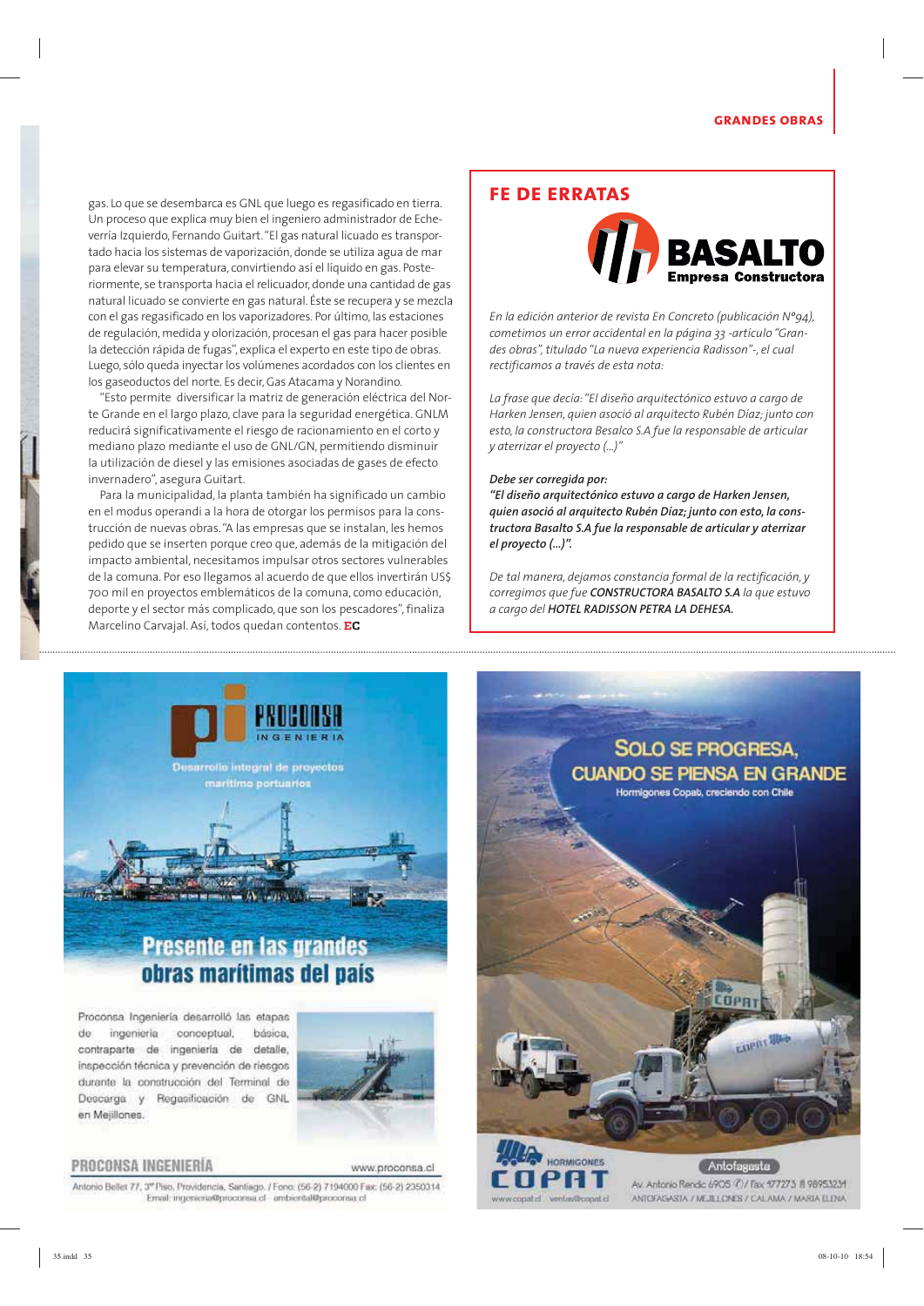gas. Lo que se desembarca es GNL que luego es regasificado en tierra. Un proceso que explica muy bien el ingeniero administrador de Echeverría Izquierdo, Fernando Guitart. "El gas natural licuado es transportado hacia los sistemas de vaporización, donde se utiliza agua de mar para elevar su temperatura, convirtiendo así el líquido en gas. Posteriormente, se transporta hacia el relicuador, donde una cantidad de gas natural licuado se convierte en gas natural. Éste se recupera y se mezcla con el gas regasificado en los vaporizadores. Por último, las estaciones de regulación, medida y olorización, procesan el gas para hacer posible la detección rápida de fugas", explica el experto en este tipo de obras. Luego, sólo queda inyectar los volúmenes acordados con los clientes en los gaseoductos del norte. Es decir, Gas Atacama y Norandino.

"Esto permite diversificar la matriz de generación eléctrica del Norte Grande en el largo plazo, clave para la seguridad energética. GNLM reducirá significativamente el riesgo de racionamiento en el corto y mediano plazo mediante el uso de GNL/GN, permitiendo disminuir la utilización de diesel y las emisiones asociadas de gases de efecto invernadero", asegura Guitart.

Para la municipalidad, la planta también ha significado un cambio en el modus operandi a la hora de otorgar los permisos para la construcción de nuevas obras. "A las empresas que se instalan, les hemos pedido que se inserten porque creo que, además de la mitigación del impacto ambiental, necesitamos impulsar otros sectores vulnerables de la comuna. Por eso llegamos al acuerdo de que ellos invertirán US$ 700 mil en proyectos emblemáticos de la comuna, como educación, deporte y el sector más complicado, que son los pescadores", finaliza Marcelino Carvajal. Así, todos quedan contentos. **EC**

## FE DE ERRATAS

**BASALTO**
**Empresa Constructora**

*En la edición anterior de revista En Concreto (publicación N°94), cometimos un error accidental en la página 33 -artículo "Grandes obras", titulado "La nueva experiencia Radisson"-, el cual rectificamos a través de esta nota:*

*La frase que decía: "El diseño arquitectónico estuvo a cargo de Harken Jensen, quien asoció al arquitecto Rubén Díaz; junto con esto, la constructora Besalco S.A fue la responsable de articular y aterrizar el proyecto (...)"*

***Debe ser corregida por:***
***"El diseño arquitectónico estuvo a cargo de Harken Jensen, quien asoció al arquitecto Rubén Díaz; junto con esto, la constructora Basalto S.A fue la responsable de articular y aterrizar el proyecto (...)".***

*De tal manera, dejamos constancia formal de la rectificación, y corregimos que fue **CONSTRUCTORA BASALTO S.A** la que estuvo a cargo del **HOTEL RADISSON PETRA LA DEHESA.***

---

**PROCONSA INGENIERIA**

Desarrollo integral de proyectos marítimo portuarios

**Presente en las grandes obras marítimas del país**

Proconsa Ingeniería desarrolló las etapas de ingeniería conceptual, básica, contraparte de ingeniería de detalle, inspección técnica y prevención de riesgos durante la construcción del Terminal de Descarga y Regasificación de GNL en Mejillones.

PROCONSA INGENIERÍA — www.proconsa.cl

Antonio Bellet 77, 3er Piso, Providencia, Santiago. / Fono: (56-2) 7194000 Fax: (56-2) 2350314
Email: ingenieria@proconsa.cl - ambiental@proconsa.cl

---

**SOLO SE PROGRESA, CUANDO SE PIENSA EN GRANDE**

Hormigones Copat, creciendo con Chile

HORMIGONES COPAT
www.copat.cl ventas@copat.cl

Antofagasta
Av. Antonio Rendic 6905 / Fax 477273 / 98953234
ANTOFAGASTA / MEJILLONES / CALAMA / MARIA ELENA